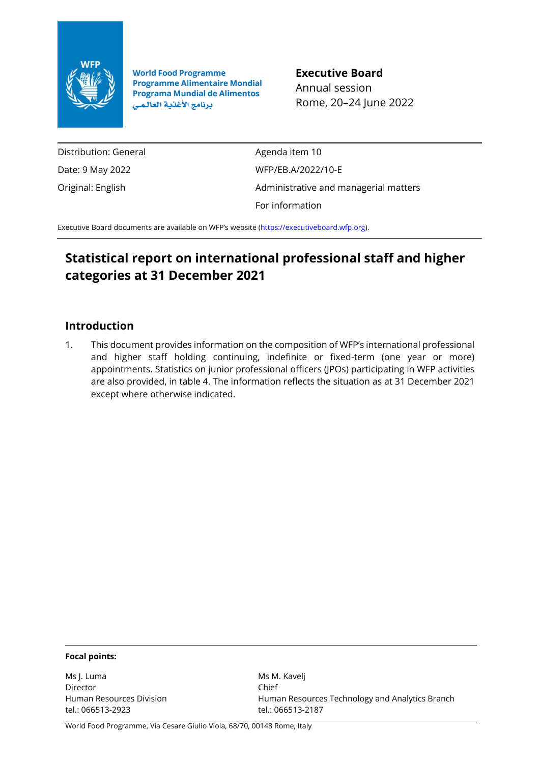World Food Programme
Programme Alimentaire Mondial
Programa Mundial de Alimentos
برنامج الأغذية العالمي

**Executive Board**
Annual session
Rome, 20–24 June 2022

| | |
|---|---|
| Distribution: General | Agenda item 10 |
| Date: 9 May 2022 | WFP/EB.A/2022/10-E |
| Original: English | Administrative and managerial matters |
| | For information |

Executive Board documents are available on WFP's website (https://executiveboard.wfp.org).

# Statistical report on international professional staff and higher categories at 31 December 2021

## Introduction

1. This document provides information on the composition of WFP's international professional and higher staff holding continuing, indefinite or fixed-term (one year or more) appointments. Statistics on junior professional officers (JPOs) participating in WFP activities are also provided, in table 4. The information reflects the situation as at 31 December 2021 except where otherwise indicated.

**Focal points:**

| | |
|---|---|
| Ms J. Luma | Ms M. Kavelj |
| Director | Chief |
| Human Resources Division | Human Resources Technology and Analytics Branch |
| tel.: 066513-2923 | tel.: 066513-2187 |

World Food Programme, Via Cesare Giulio Viola, 68/70, 00148 Rome, Italy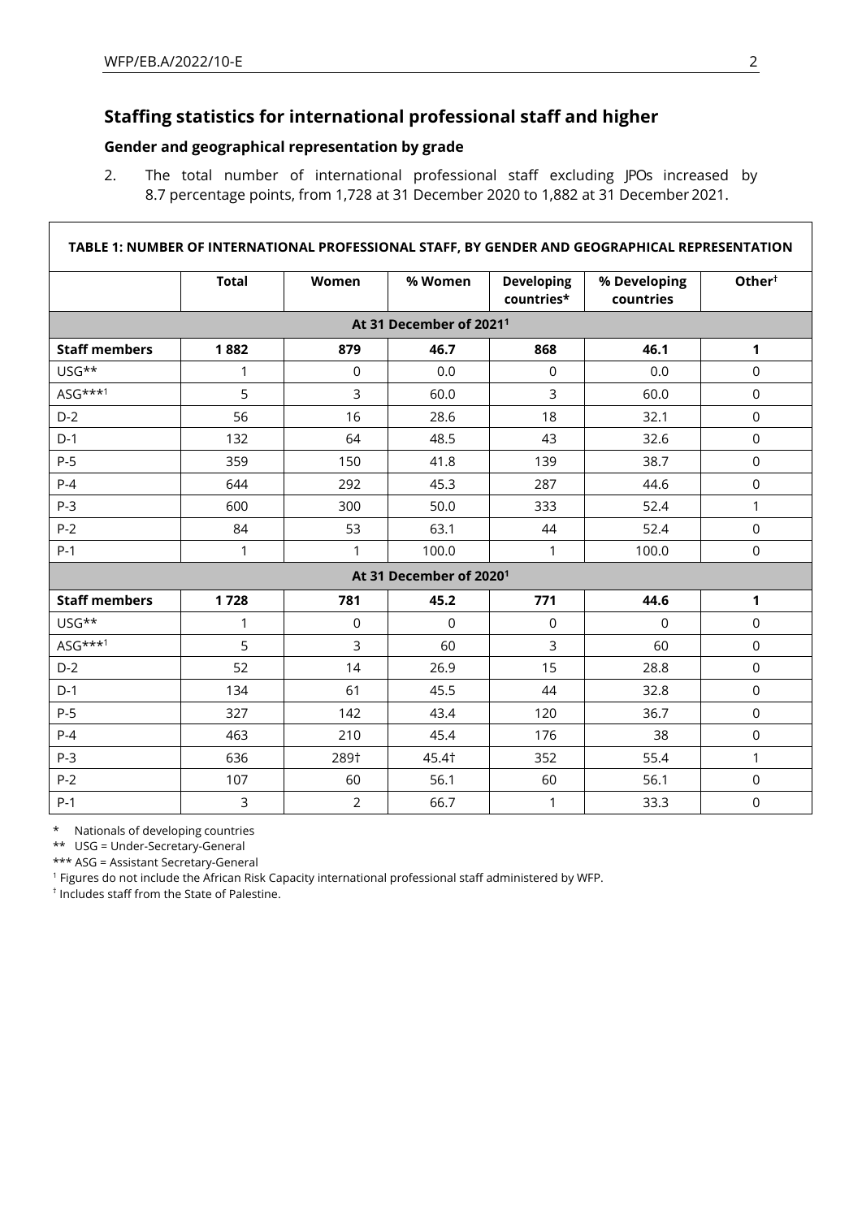## Staffing statistics for international professional staff and higher

### Gender and geographical representation by grade

2. The total number of international professional staff excluding JPOs increased by 8.7 percentage points, from 1,728 at 31 December 2020 to 1,882 at 31 December 2021.

**TABLE 1: NUMBER OF INTERNATIONAL PROFESSIONAL STAFF, BY GENDER AND GEOGRAPHICAL REPRESENTATION**

| | Total | Women | % Women | Developing countries* | % Developing countries | Other† |
|---|---|---|---|---|---|---|
| **At 31 December 2021[1]** | | | | | | |
| **Staff members** | **1 882** | **879** | **46.7** | **868** | **46.1** | **1** |
| USG** | 1 | 0 | 0.0 | 0 | 0.0 | 0 |
| ASG***[1] | 5 | 3 | 60.0 | 3 | 60.0 | 0 |
| D-2 | 56 | 16 | 28.6 | 18 | 32.1 | 0 |
| D-1 | 132 | 64 | 48.5 | 43 | 32.6 | 0 |
| P-5 | 359 | 150 | 41.8 | 139 | 38.7 | 0 |
| P-4 | 644 | 292 | 45.3 | 287 | 44.6 | 0 |
| P-3 | 600 | 300 | 50.0 | 333 | 52.4 | 1 |
| P-2 | 84 | 53 | 63.1 | 44 | 52.4 | 0 |
| P-1 | 1 | 1 | 100.0 | 1 | 100.0 | 0 |
| **At 31 December 2020[1]** | | | | | | |
| **Staff members** | **1 728** | **781** | **45.2** | **771** | **44.6** | **1** |
| USG** | 1 | 0 | 0 | 0 | 0 | 0 |
| ASG***[1] | 5 | 3 | 60 | 3 | 60 | 0 |
| D-2 | 52 | 14 | 26.9 | 15 | 28.8 | 0 |
| D-1 | 134 | 61 | 45.5 | 44 | 32.8 | 0 |
| P-5 | 327 | 142 | 43.4 | 120 | 36.7 | 0 |
| P-4 | 463 | 210 | 45.4 | 176 | 38 | 0 |
| P-3 | 636 | 289† | 45.4† | 352 | 55.4 | 1 |
| P-2 | 107 | 60 | 56.1 | 60 | 56.1 | 0 |
| P-1 | 3 | 2 | 66.7 | 1 | 33.3 | 0 |

\* Nationals of developing countries

** USG = Under-Secretary-General

*** ASG = Assistant Secretary-General

[1] Figures do not include the African Risk Capacity international professional staff administered by WFP.

† Includes staff from the State of Palestine.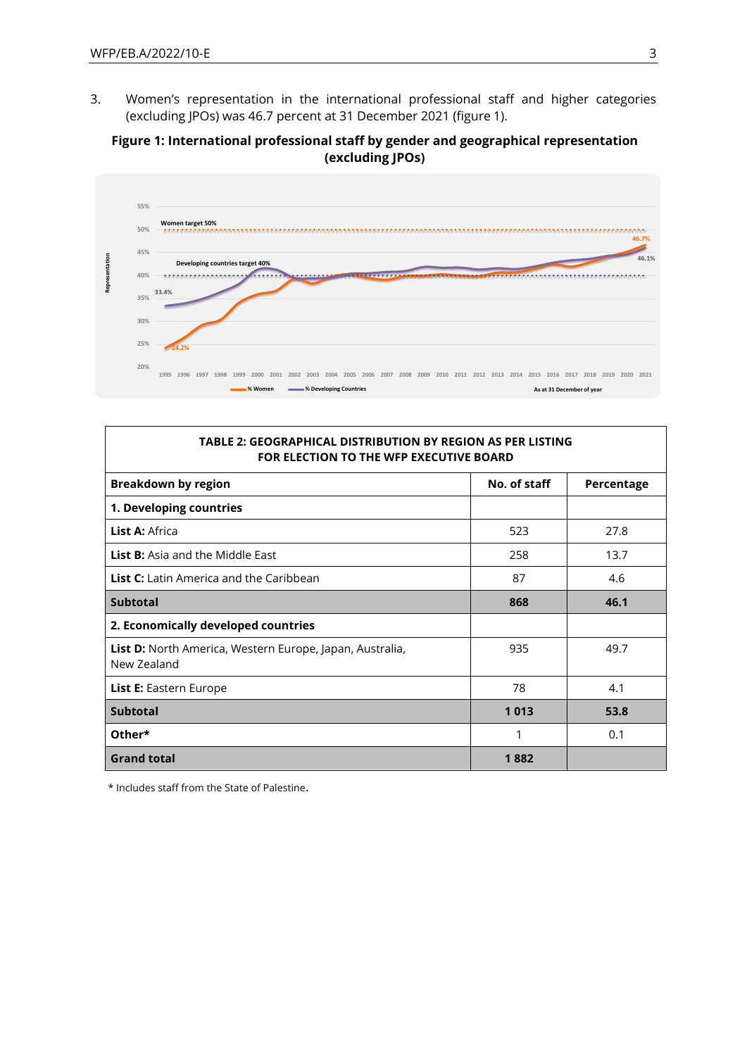3. Women's representation in the international professional staff and higher categories (excluding JPOs) was 46.7 percent at 31 December 2021 (figure 1).

**Figure 1: International professional staff by gender and geographical representation (excluding JPOs)**

| TABLE 2: GEOGRAPHICAL DISTRIBUTION BY REGION AS PER LISTING FOR ELECTION TO THE WFP EXECUTIVE BOARD | | |
|---|---|---|
| **Breakdown by region** | **No. of staff** | **Percentage** |
| **1. Developing countries** | | |
| **List A:** Africa | 523 | 27.8 |
| **List B:** Asia and the Middle East | 258 | 13.7 |
| **List C:** Latin America and the Caribbean | 87 | 4.6 |
| **Subtotal** | **868** | **46.1** |
| **2. Economically developed countries** | | |
| **List D:** North America, Western Europe, Japan, Australia, New Zealand | 935 | 49.7 |
| **List E:** Eastern Europe | 78 | 4.1 |
| **Subtotal** | **1 013** | **53.8** |
| **Other*** | 1 | 0.1 |
| **Grand total** | **1 882** | |

\* Includes staff from the State of Palestine.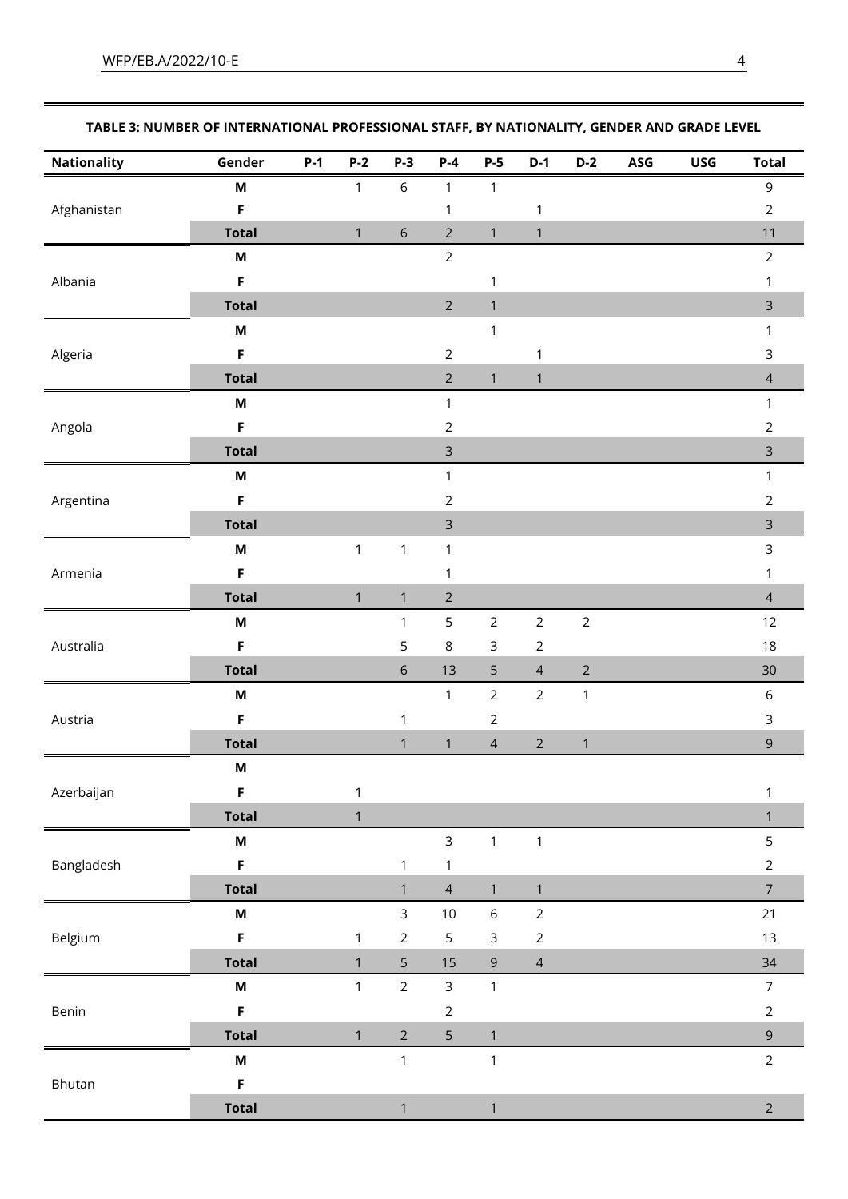**TABLE 3: NUMBER OF INTERNATIONAL PROFESSIONAL STAFF, BY NATIONALITY, GENDER AND GRADE LEVEL**

| Nationality | Gender | P-1 | P-2 | P-3 | P-4 | P-5 | D-1 | D-2 | ASG | USG | Total |
|---|---|---|---|---|---|---|---|---|---|---|---|
| Afghanistan | **M** | | 1 | 6 | 1 | 1 | | | | | 9 |
| | **F** | | | | 1 | | 1 | | | | 2 |
| | **Total** | | 1 | 6 | 2 | 1 | 1 | | | | 11 |
| Albania | **M** | | | | 2 | | | | | | 2 |
| | **F** | | | | | 1 | | | | | 1 |
| | **Total** | | | | 2 | 1 | | | | | 3 |
| Algeria | **M** | | | | | 1 | | | | | 1 |
| | **F** | | | | 2 | | 1 | | | | 3 |
| | **Total** | | | | 2 | 1 | 1 | | | | 4 |
| Angola | **M** | | | | 1 | | | | | | 1 |
| | **F** | | | | 2 | | | | | | 2 |
| | **Total** | | | | 3 | | | | | | 3 |
| Argentina | **M** | | | | 1 | | | | | | 1 |
| | **F** | | | | 2 | | | | | | 2 |
| | **Total** | | | | 3 | | | | | | 3 |
| Armenia | **M** | | 1 | 1 | 1 | | | | | | 3 |
| | **F** | | | | 1 | | | | | | 1 |
| | **Total** | | 1 | 1 | 2 | | | | | | 4 |
| Australia | **M** | | | 1 | 5 | 2 | 2 | 2 | | | 12 |
| | **F** | | | 5 | 8 | 3 | 2 | | | | 18 |
| | **Total** | | | 6 | 13 | 5 | 4 | 2 | | | 30 |
| Austria | **M** | | | | 1 | 2 | 2 | 1 | | | 6 |
| | **F** | | | 1 | | 2 | | | | | 3 |
| | **Total** | | | 1 | 1 | 4 | 2 | 1 | | | 9 |
| Azerbaijan | **M** | | | | | | | | | | |
| | **F** | | 1 | | | | | | | | 1 |
| | **Total** | | 1 | | | | | | | | 1 |
| Bangladesh | **M** | | | | 3 | 1 | 1 | | | | 5 |
| | **F** | | | 1 | 1 | | | | | | 2 |
| | **Total** | | | 1 | 4 | 1 | 1 | | | | 7 |
| Belgium | **M** | | | 3 | 10 | 6 | 2 | | | | 21 |
| | **F** | | 1 | 2 | 5 | 3 | 2 | | | | 13 |
| | **Total** | | 1 | 5 | 15 | 9 | 4 | | | | 34 |
| Benin | **M** | | 1 | 2 | 3 | 1 | | | | | 7 |
| | **F** | | | | 2 | | | | | | 2 |
| | **Total** | | 1 | 2 | 5 | 1 | | | | | 9 |
| Bhutan | **M** | | | 1 | | 1 | | | | | 2 |
| | **F** | | | | | | | | | | |
| | **Total** | | | 1 | | 1 | | | | | 2 |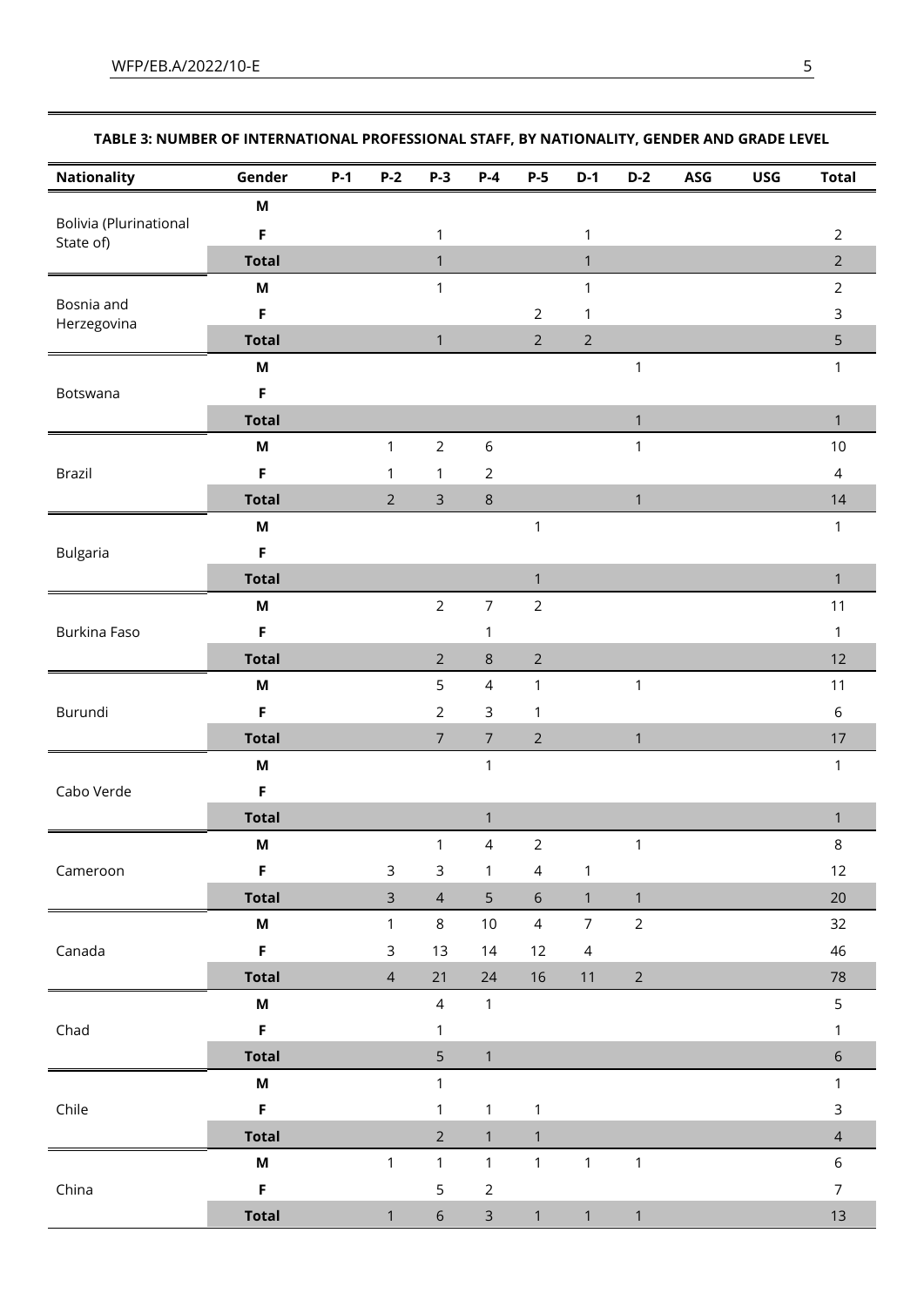**TABLE 3: NUMBER OF INTERNATIONAL PROFESSIONAL STAFF, BY NATIONALITY, GENDER AND GRADE LEVEL**

| Nationality | Gender | P-1 | P-2 | P-3 | P-4 | P-5 | D-1 | D-2 | ASG | USG | Total |
|---|---|---|---|---|---|---|---|---|---|---|---|
| Bolivia (Plurinational State of) | M | | | | | | | | | | |
| | F | | | 1 | | | 1 | | | | 2 |
| | **Total** | | | 1 | | | 1 | | | | 2 |
| Bosnia and Herzegovina | M | | | 1 | | | 1 | | | | 2 |
| | F | | | | | 2 | 1 | | | | 3 |
| | **Total** | | | 1 | | 2 | 2 | | | | 5 |
| Botswana | M | | | | | | | 1 | | | 1 |
| | F | | | | | | | | | | |
| | **Total** | | | | | | | 1 | | | 1 |
| Brazil | M | | 1 | 2 | 6 | | | 1 | | | 10 |
| | F | | 1 | 1 | 2 | | | | | | 4 |
| | **Total** | | 2 | 3 | 8 | | | 1 | | | 14 |
| Bulgaria | M | | | | | 1 | | | | | 1 |
| | F | | | | | | | | | | |
| | **Total** | | | | | 1 | | | | | 1 |
| Burkina Faso | M | | | 2 | 7 | 2 | | | | | 11 |
| | F | | | | 1 | | | | | | 1 |
| | **Total** | | | 2 | 8 | 2 | | | | | 12 |
| Burundi | M | | | 5 | 4 | 1 | | 1 | | | 11 |
| | F | | | 2 | 3 | 1 | | | | | 6 |
| | **Total** | | | 7 | 7 | 2 | | 1 | | | 17 |
| Cabo Verde | M | | | | 1 | | | | | | 1 |
| | F | | | | | | | | | | |
| | **Total** | | | | 1 | | | | | | 1 |
| Cameroon | M | | | 1 | 4 | 2 | | 1 | | | 8 |
| | F | | 3 | 3 | 1 | 4 | 1 | | | | 12 |
| | **Total** | | 3 | 4 | 5 | 6 | 1 | 1 | | | 20 |
| Canada | M | | 1 | 8 | 10 | 4 | 7 | 2 | | | 32 |
| | F | | 3 | 13 | 14 | 12 | 4 | | | | 46 |
| | **Total** | | 4 | 21 | 24 | 16 | 11 | 2 | | | 78 |
| Chad | M | | | 4 | 1 | | | | | | 5 |
| | F | | | 1 | | | | | | | 1 |
| | **Total** | | | 5 | 1 | | | | | | 6 |
| Chile | M | | | 1 | | | | | | | 1 |
| | F | | | 1 | 1 | 1 | | | | | 3 |
| | **Total** | | | 2 | 1 | 1 | | | | | 4 |
| China | M | | 1 | 1 | 1 | 1 | 1 | 1 | | | 6 |
| | F | | | 5 | 2 | | | | | | 7 |
| | **Total** | | 1 | 6 | 3 | 1 | 1 | 1 | | | 13 |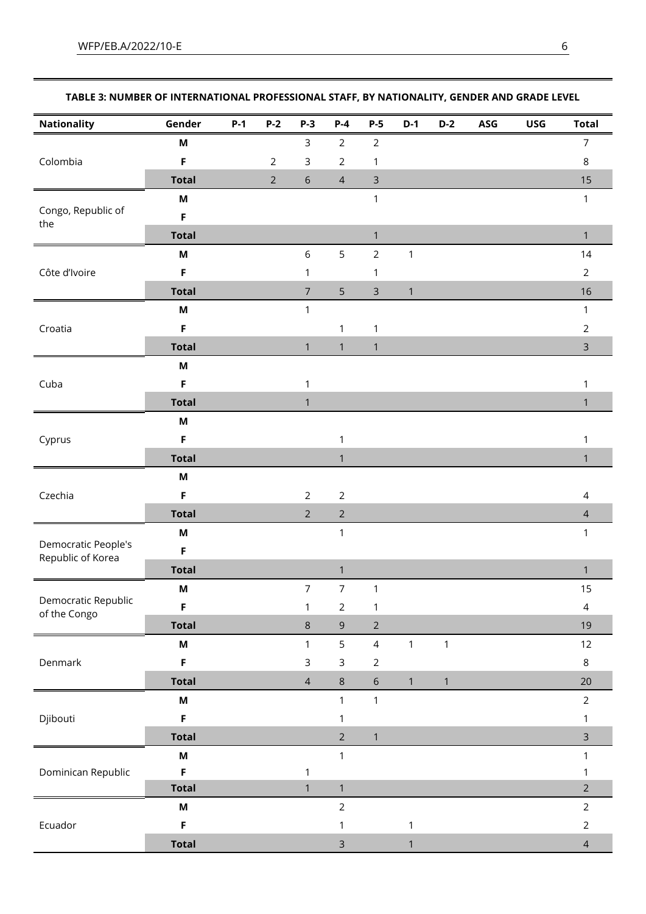**TABLE 3: NUMBER OF INTERNATIONAL PROFESSIONAL STAFF, BY NATIONALITY, GENDER AND GRADE LEVEL**

| Nationality | Gender | P-1 | P-2 | P-3 | P-4 | P-5 | D-1 | D-2 | ASG | USG | Total |
|---|---|---|---|---|---|---|---|---|---|---|---|
| Colombia | M | | | 3 | 2 | 2 | | | | | 7 |
| | F | | 2 | 3 | 2 | 1 | | | | | 8 |
| | Total | | 2 | 6 | 4 | 3 | | | | | 15 |
| Congo, Republic of the | M | | | | | 1 | | | | | 1 |
| | F | | | | | | | | | | |
| | Total | | | | | 1 | | | | | 1 |
| Côte d'Ivoire | M | | | 6 | 5 | 2 | 1 | | | | 14 |
| | F | | | 1 | | 1 | | | | | 2 |
| | Total | | | 7 | 5 | 3 | 1 | | | | 16 |
| Croatia | M | | | 1 | | | | | | | 1 |
| | F | | | | 1 | 1 | | | | | 2 |
| | Total | | | 1 | 1 | 1 | | | | | 3 |
| Cuba | M | | | | | | | | | | |
| | F | | | 1 | | | | | | | 1 |
| | Total | | | 1 | | | | | | | 1 |
| Cyprus | M | | | | | | | | | | |
| | F | | | | 1 | | | | | | 1 |
| | Total | | | | 1 | | | | | | 1 |
| Czechia | M | | | | | | | | | | |
| | F | | | 2 | 2 | | | | | | 4 |
| | Total | | | 2 | 2 | | | | | | 4 |
| Democratic People's Republic of Korea | M | | | | 1 | | | | | | 1 |
| | F | | | | | | | | | | |
| | Total | | | | 1 | | | | | | 1 |
| Democratic Republic of the Congo | M | | | 7 | 7 | 1 | | | | | 15 |
| | F | | | 1 | 2 | 1 | | | | | 4 |
| | Total | | | 8 | 9 | 2 | | | | | 19 |
| Denmark | M | | | 1 | 5 | 4 | 1 | 1 | | | 12 |
| | F | | | 3 | 3 | 2 | | | | | 8 |
| | Total | | | 4 | 8 | 6 | 1 | 1 | | | 20 |
| Djibouti | M | | | | 1 | 1 | | | | | 2 |
| | F | | | | 1 | | | | | | 1 |
| | Total | | | | 2 | 1 | | | | | 3 |
| Dominican Republic | M | | | | 1 | | | | | | 1 |
| | F | | | 1 | | | | | | | 1 |
| | Total | | | 1 | 1 | | | | | | 2 |
| Ecuador | M | | | | 2 | | | | | | 2 |
| | F | | | | 1 | | 1 | | | | 2 |
| | Total | | | | 3 | | 1 | | | | 4 |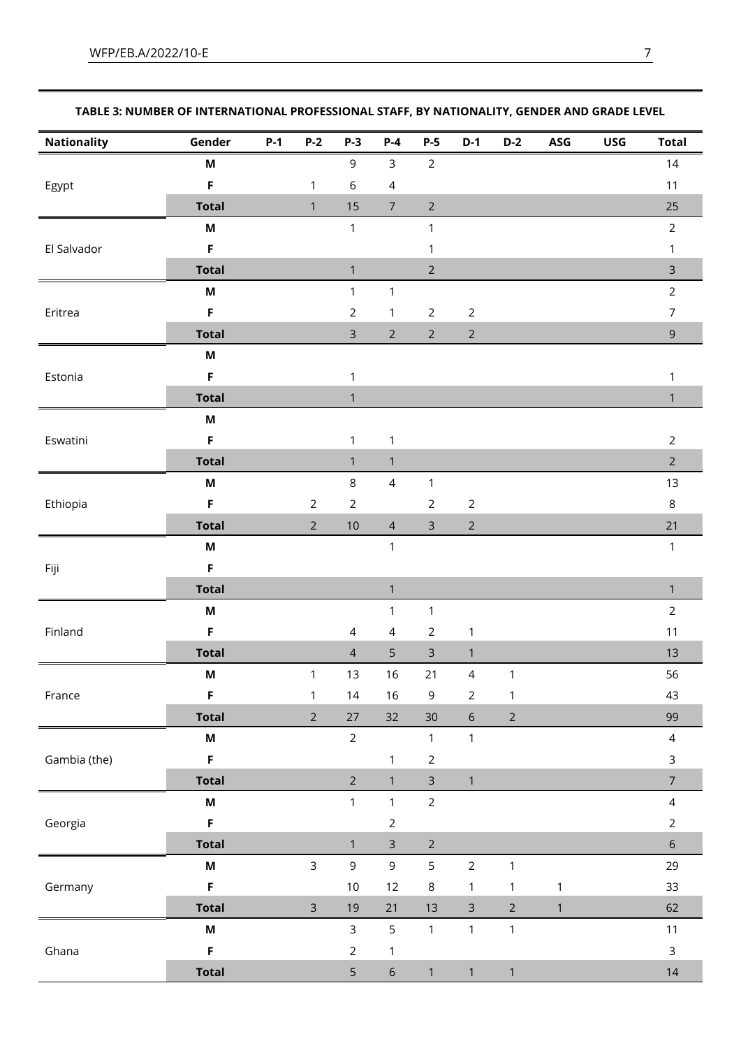**TABLE 3: NUMBER OF INTERNATIONAL PROFESSIONAL STAFF, BY NATIONALITY, GENDER AND GRADE LEVEL**

| Nationality | Gender | P-1 | P-2 | P-3 | P-4 | P-5 | D-1 | D-2 | ASG | USG | Total |
|---|---|---|---|---|---|---|---|---|---|---|---|
| Egypt | **M** | | | 9 | 3 | 2 | | | | | 14 |
| | **F** | | 1 | 6 | 4 | | | | | | 11 |
| | **Total** | | 1 | 15 | 7 | 2 | | | | | 25 |
| El Salvador | **M** | | | 1 | | 1 | | | | | 2 |
| | **F** | | | | | 1 | | | | | 1 |
| | **Total** | | | 1 | | 2 | | | | | 3 |
| Eritrea | **M** | | | 1 | 1 | | | | | | 2 |
| | **F** | | | 2 | 1 | 2 | 2 | | | | 7 |
| | **Total** | | | 3 | 2 | 2 | 2 | | | | 9 |
| Estonia | **M** | | | | | | | | | | |
| | **F** | | | 1 | | | | | | | 1 |
| | **Total** | | | 1 | | | | | | | 1 |
| Eswatini | **M** | | | | | | | | | | |
| | **F** | | | 1 | 1 | | | | | | 2 |
| | **Total** | | | 1 | 1 | | | | | | 2 |
| Ethiopia | **M** | | | 8 | 4 | 1 | | | | | 13 |
| | **F** | | 2 | 2 | | 2 | 2 | | | | 8 |
| | **Total** | | 2 | 10 | 4 | 3 | 2 | | | | 21 |
| Fiji | **M** | | | | 1 | | | | | | 1 |
| | **F** | | | | | | | | | | |
| | **Total** | | | | 1 | | | | | | 1 |
| Finland | **M** | | | | 1 | 1 | | | | | 2 |
| | **F** | | | 4 | 4 | 2 | 1 | | | | 11 |
| | **Total** | | | 4 | 5 | 3 | 1 | | | | 13 |
| France | **M** | | 1 | 13 | 16 | 21 | 4 | 1 | | | 56 |
| | **F** | | 1 | 14 | 16 | 9 | 2 | 1 | | | 43 |
| | **Total** | | 2 | 27 | 32 | 30 | 6 | 2 | | | 99 |
| Gambia (the) | **M** | | | 2 | | 1 | 1 | | | | 4 |
| | **F** | | | | 1 | 2 | | | | | 3 |
| | **Total** | | | 2 | 1 | 3 | 1 | | | | 7 |
| Georgia | **M** | | | 1 | 1 | 2 | | | | | 4 |
| | **F** | | | | 2 | | | | | | 2 |
| | **Total** | | | 1 | 3 | 2 | | | | | 6 |
| Germany | **M** | | 3 | 9 | 9 | 5 | 2 | 1 | | | 29 |
| | **F** | | | 10 | 12 | 8 | 1 | 1 | 1 | | 33 |
| | **Total** | | 3 | 19 | 21 | 13 | 3 | 2 | 1 | | 62 |
| Ghana | **M** | | | 3 | 5 | 1 | 1 | 1 | | | 11 |
| | **F** | | | 2 | 1 | | | | | | 3 |
| | **Total** | | | 5 | 6 | 1 | 1 | 1 | | | 14 |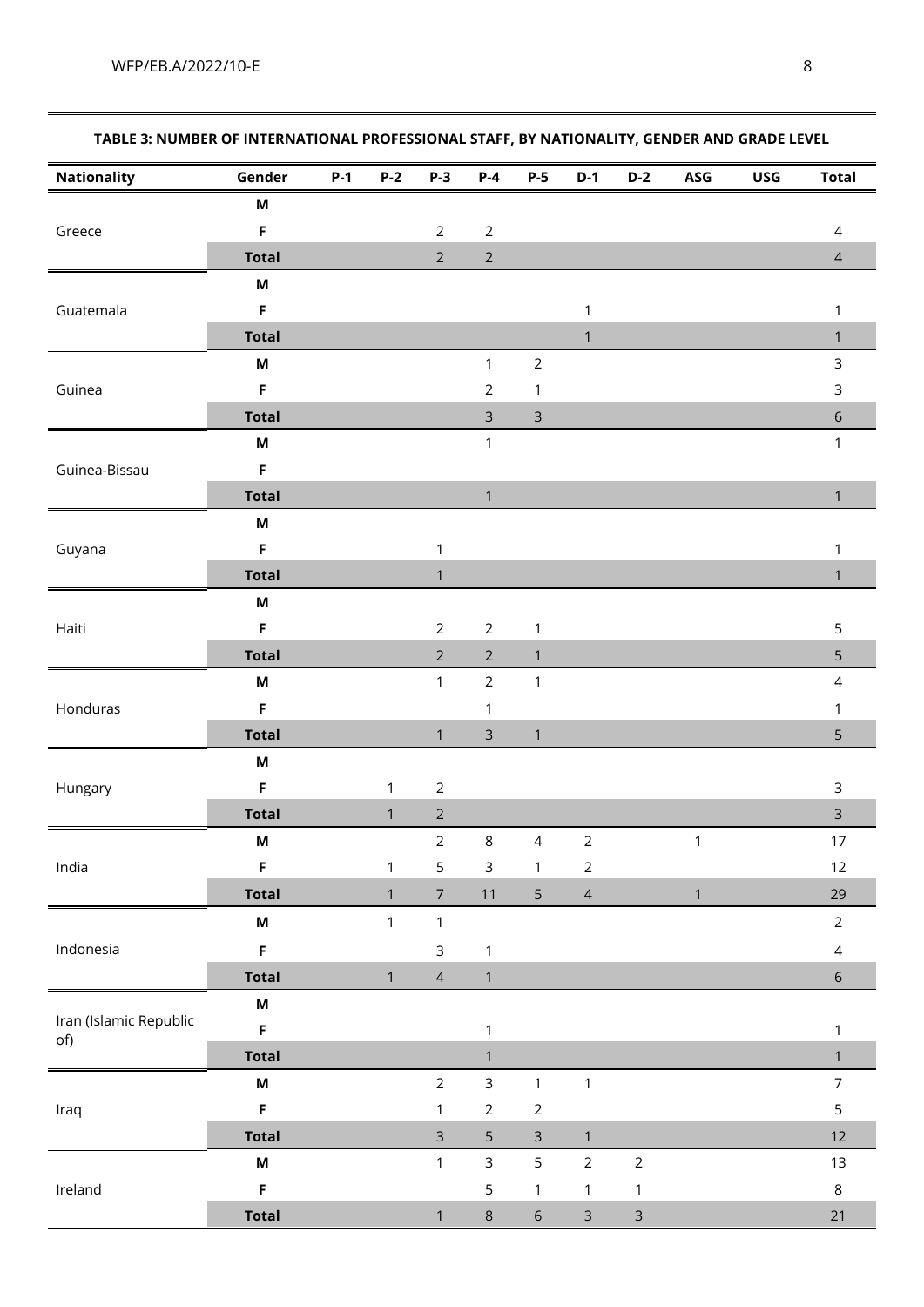**TABLE 3: NUMBER OF INTERNATIONAL PROFESSIONAL STAFF, BY NATIONALITY, GENDER AND GRADE LEVEL**

| Nationality | Gender | P-1 | P-2 | P-3 | P-4 | P-5 | D-1 | D-2 | ASG | USG | Total |
|---|---|---|---|---|---|---|---|---|---|---|---|
| Greece | M | | | | | | | | | | |
| | F | | | 2 | 2 | | | | | | 4 |
| | **Total** | | | 2 | 2 | | | | | | 4 |
| Guatemala | M | | | | | | | | | | |
| | F | | | | | | 1 | | | | 1 |
| | **Total** | | | | | | 1 | | | | 1 |
| Guinea | M | | | | 1 | 2 | | | | | 3 |
| | F | | | | 2 | 1 | | | | | 3 |
| | **Total** | | | | 3 | 3 | | | | | 6 |
| Guinea-Bissau | M | | | | 1 | | | | | | 1 |
| | F | | | | | | | | | | |
| | **Total** | | | | 1 | | | | | | 1 |
| Guyana | M | | | | | | | | | | |
| | F | | | 1 | | | | | | | 1 |
| | **Total** | | | 1 | | | | | | | 1 |
| Haiti | M | | | | | | | | | | |
| | F | | | 2 | 2 | 1 | | | | | 5 |
| | **Total** | | | 2 | 2 | 1 | | | | | 5 |
| Honduras | M | | | 1 | 2 | 1 | | | | | 4 |
| | F | | | | 1 | | | | | | 1 |
| | **Total** | | | 1 | 3 | 1 | | | | | 5 |
| Hungary | M | | | | | | | | | | |
| | F | | 1 | 2 | | | | | | | 3 |
| | **Total** | | 1 | 2 | | | | | | | 3 |
| India | M | | | 2 | 8 | 4 | 2 | | 1 | | 17 |
| | F | | 1 | 5 | 3 | 1 | 2 | | | | 12 |
| | **Total** | | 1 | 7 | 11 | 5 | 4 | | 1 | | 29 |
| Indonesia | M | | 1 | 1 | | | | | | | 2 |
| | F | | | 3 | 1 | | | | | | 4 |
| | **Total** | | 1 | 4 | 1 | | | | | | 6 |
| Iran (Islamic Republic of) | M | | | | | | | | | | |
| | F | | | | 1 | | | | | | 1 |
| | **Total** | | | | 1 | | | | | | 1 |
| Iraq | M | | | 2 | 3 | 1 | 1 | | | | 7 |
| | F | | | 1 | 2 | 2 | | | | | 5 |
| | **Total** | | | 3 | 5 | 3 | 1 | | | | 12 |
| Ireland | M | | | 1 | 3 | 5 | 2 | 2 | | | 13 |
| | F | | | | 5 | 1 | 1 | 1 | | | 8 |
| | **Total** | | | 1 | 8 | 6 | 3 | 3 | | | 21 |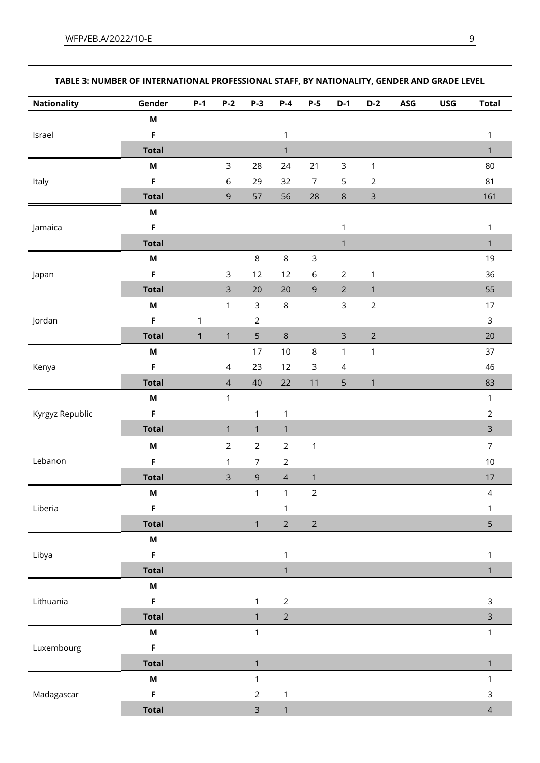**TABLE 3: NUMBER OF INTERNATIONAL PROFESSIONAL STAFF, BY NATIONALITY, GENDER AND GRADE LEVEL**

| Nationality | Gender | P-1 | P-2 | P-3 | P-4 | P-5 | D-1 | D-2 | ASG | USG | Total |
|---|---|---|---|---|---|---|---|---|---|---|---|
| Israel | M | | | | | | | | | | |
| | F | | | | 1 | | | | | | 1 |
| | Total | | | | 1 | | | | | | 1 |
| Italy | M | | 3 | 28 | 24 | 21 | 3 | 1 | | | 80 |
| | F | | 6 | 29 | 32 | 7 | 5 | 2 | | | 81 |
| | Total | | 9 | 57 | 56 | 28 | 8 | 3 | | | 161 |
| Jamaica | M | | | | | | | | | | |
| | F | | | | | | 1 | | | | 1 |
| | Total | | | | | | 1 | | | | 1 |
| Japan | M | | | 8 | 8 | 3 | | | | | 19 |
| | F | | 3 | 12 | 12 | 6 | 2 | 1 | | | 36 |
| | Total | | 3 | 20 | 20 | 9 | 2 | 1 | | | 55 |
| Jordan | M | | 1 | 3 | 8 | | 3 | 2 | | | 17 |
| | F | 1 | | 2 | | | | | | | 3 |
| | Total | 1 | 1 | 5 | 8 | | 3 | 2 | | | 20 |
| Kenya | M | | | 17 | 10 | 8 | 1 | 1 | | | 37 |
| | F | | 4 | 23 | 12 | 3 | 4 | | | | 46 |
| | Total | | 4 | 40 | 22 | 11 | 5 | 1 | | | 83 |
| Kyrgyz Republic | M | | 1 | | | | | | | | 1 |
| | F | | | 1 | 1 | | | | | | 2 |
| | Total | | 1 | 1 | 1 | | | | | | 3 |
| Lebanon | M | | 2 | 2 | 2 | 1 | | | | | 7 |
| | F | | 1 | 7 | 2 | | | | | | 10 |
| | Total | | 3 | 9 | 4 | 1 | | | | | 17 |
| Liberia | M | | | 1 | 1 | 2 | | | | | 4 |
| | F | | | | 1 | | | | | | 1 |
| | Total | | | 1 | 2 | 2 | | | | | 5 |
| Libya | M | | | | | | | | | | |
| | F | | | | 1 | | | | | | 1 |
| | Total | | | | 1 | | | | | | 1 |
| Lithuania | M | | | | | | | | | | |
| | F | | | 1 | 2 | | | | | | 3 |
| | Total | | | 1 | 2 | | | | | | 3 |
| Luxembourg | M | | | 1 | | | | | | | 1 |
| | F | | | | | | | | | | |
| | Total | | | 1 | | | | | | | 1 |
| Madagascar | M | | | 1 | | | | | | | 1 |
| | F | | | 2 | 1 | | | | | | 3 |
| | Total | | | 3 | 1 | | | | | | 4 |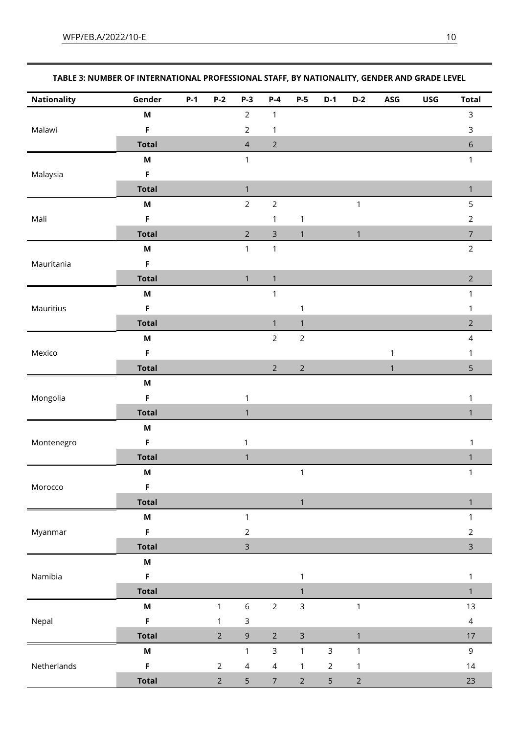**TABLE 3: NUMBER OF INTERNATIONAL PROFESSIONAL STAFF, BY NATIONALITY, GENDER AND GRADE LEVEL**

| Nationality | Gender | P-1 | P-2 | P-3 | P-4 | P-5 | D-1 | D-2 | ASG | USG | Total |
|---|---|---|---|---|---|---|---|---|---|---|---|
| Malawi | **M** | | | 2 | 1 | | | | | | 3 |
| | **F** | | | 2 | 1 | | | | | | 3 |
| | **Total** | | | 4 | 2 | | | | | | 6 |
| Malaysia | **M** | | | 1 | | | | | | | 1 |
| | **F** | | | | | | | | | | |
| | **Total** | | | 1 | | | | | | | 1 |
| Mali | **M** | | | 2 | 2 | | | 1 | | | 5 |
| | **F** | | | | 1 | 1 | | | | | 2 |
| | **Total** | | | 2 | 3 | 1 | | 1 | | | 7 |
| Mauritania | **M** | | | 1 | 1 | | | | | | 2 |
| | **F** | | | | | | | | | | |
| | **Total** | | | 1 | 1 | | | | | | 2 |
| Mauritius | **M** | | | | 1 | | | | | | 1 |
| | **F** | | | | | 1 | | | | | 1 |
| | **Total** | | | | 1 | 1 | | | | | 2 |
| Mexico | **M** | | | | 2 | 2 | | | | | 4 |
| | **F** | | | | | | | | 1 | | 1 |
| | **Total** | | | | 2 | 2 | | | 1 | | 5 |
| Mongolia | **M** | | | | | | | | | | |
| | **F** | | | 1 | | | | | | | 1 |
| | **Total** | | | 1 | | | | | | | 1 |
| Montenegro | **M** | | | | | | | | | | |
| | **F** | | | 1 | | | | | | | 1 |
| | **Total** | | | 1 | | | | | | | 1 |
| Morocco | **M** | | | | | 1 | | | | | 1 |
| | **F** | | | | | | | | | | |
| | **Total** | | | | | 1 | | | | | 1 |
| Myanmar | **M** | | | 1 | | | | | | | 1 |
| | **F** | | | 2 | | | | | | | 2 |
| | **Total** | | | 3 | | | | | | | 3 |
| Namibia | **M** | | | | | | | | | | |
| | **F** | | | | | 1 | | | | | 1 |
| | **Total** | | | | | 1 | | | | | 1 |
| Nepal | **M** | | 1 | 6 | 2 | 3 | | 1 | | | 13 |
| | **F** | | 1 | 3 | | | | | | | 4 |
| | **Total** | | 2 | 9 | 2 | 3 | | 1 | | | 17 |
| Netherlands | **M** | | | 1 | 3 | 1 | 3 | 1 | | | 9 |
| | **F** | | 2 | 4 | 4 | 1 | 2 | 1 | | | 14 |
| | **Total** | | 2 | 5 | 7 | 2 | 5 | 2 | | | 23 |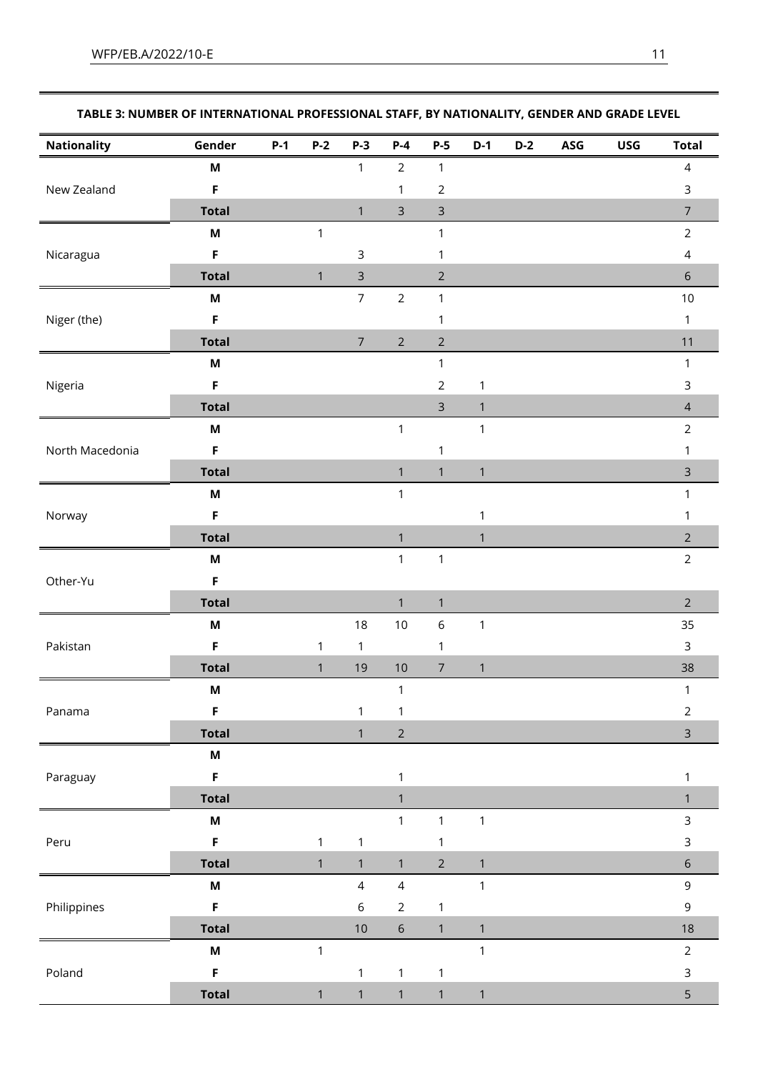**TABLE 3: NUMBER OF INTERNATIONAL PROFESSIONAL STAFF, BY NATIONALITY, GENDER AND GRADE LEVEL**

| Nationality | Gender | P-1 | P-2 | P-3 | P-4 | P-5 | D-1 | D-2 | ASG | USG | Total |
|---|---|---|---|---|---|---|---|---|---|---|---|
| New Zealand | M | | | 1 | 2 | 1 | | | | | 4 |
| | F | | | | 1 | 2 | | | | | 3 |
| | **Total** | | | 1 | 3 | 3 | | | | | 7 |
| Nicaragua | M | | 1 | | | 1 | | | | | 2 |
| | F | | | 3 | | 1 | | | | | 4 |
| | **Total** | | 1 | 3 | | 2 | | | | | 6 |
| Niger (the) | M | | | 7 | 2 | 1 | | | | | 10 |
| | F | | | | | 1 | | | | | 1 |
| | **Total** | | | 7 | 2 | 2 | | | | | 11 |
| Nigeria | M | | | | | 1 | | | | | 1 |
| | F | | | | | 2 | 1 | | | | 3 |
| | **Total** | | | | | 3 | 1 | | | | 4 |
| North Macedonia | M | | | | 1 | | 1 | | | | 2 |
| | F | | | | | 1 | | | | | 1 |
| | **Total** | | | | 1 | 1 | 1 | | | | 3 |
| Norway | M | | | | 1 | | | | | | 1 |
| | F | | | | | | 1 | | | | 1 |
| | **Total** | | | | 1 | | 1 | | | | 2 |
| Other-Yu | M | | | | 1 | 1 | | | | | 2 |
| | F | | | | | | | | | | |
| | **Total** | | | | 1 | 1 | | | | | 2 |
| Pakistan | M | | | 18 | 10 | 6 | 1 | | | | 35 |
| | F | | 1 | 1 | | 1 | | | | | 3 |
| | **Total** | | 1 | 19 | 10 | 7 | 1 | | | | 38 |
| Panama | M | | | | 1 | | | | | | 1 |
| | F | | | 1 | 1 | | | | | | 2 |
| | **Total** | | | 1 | 2 | | | | | | 3 |
| Paraguay | M | | | | | | | | | | |
| | F | | | | 1 | | | | | | 1 |
| | **Total** | | | | 1 | | | | | | 1 |
| Peru | M | | | | 1 | 1 | 1 | | | | 3 |
| | F | | 1 | 1 | | 1 | | | | | 3 |
| | **Total** | | 1 | 1 | 1 | 2 | 1 | | | | 6 |
| Philippines | M | | | 4 | 4 | | 1 | | | | 9 |
| | F | | | 6 | 2 | 1 | | | | | 9 |
| | **Total** | | | 10 | 6 | 1 | 1 | | | | 18 |
| Poland | M | | 1 | | | | 1 | | | | 2 |
| | F | | | 1 | 1 | 1 | | | | | 3 |
| | **Total** | | 1 | 1 | 1 | 1 | 1 | | | | 5 |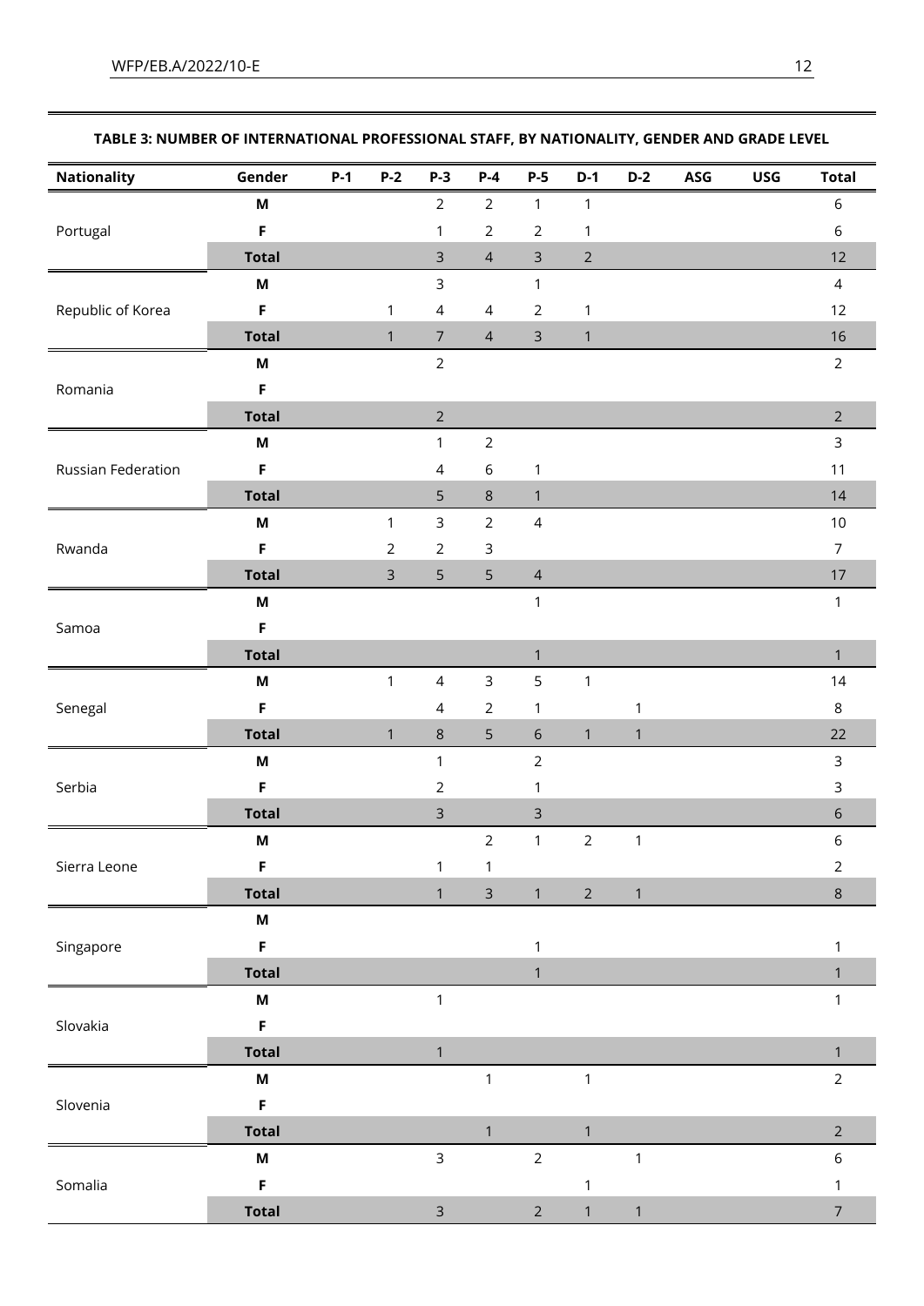**TABLE 3: NUMBER OF INTERNATIONAL PROFESSIONAL STAFF, BY NATIONALITY, GENDER AND GRADE LEVEL**

| Nationality | Gender | P-1 | P-2 | P-3 | P-4 | P-5 | D-1 | D-2 | ASG | USG | Total |
|---|---|---|---|---|---|---|---|---|---|---|---|
| Portugal | **M** | | | 2 | 2 | 1 | 1 | | | | 6 |
| | **F** | | | 1 | 2 | 2 | 1 | | | | 6 |
| | **Total** | | | 3 | 4 | 3 | 2 | | | | 12 |
| Republic of Korea | **M** | | | 3 | | 1 | | | | | 4 |
| | **F** | | 1 | 4 | 4 | 2 | 1 | | | | 12 |
| | **Total** | | 1 | 7 | 4 | 3 | 1 | | | | 16 |
| Romania | **M** | | | 2 | | | | | | | 2 |
| | **F** | | | | | | | | | | |
| | **Total** | | | 2 | | | | | | | 2 |
| Russian Federation | **M** | | | 1 | 2 | | | | | | 3 |
| | **F** | | | 4 | 6 | 1 | | | | | 11 |
| | **Total** | | | 5 | 8 | 1 | | | | | 14 |
| Rwanda | **M** | | 1 | 3 | 2 | 4 | | | | | 10 |
| | **F** | | 2 | 2 | 3 | | | | | | 7 |
| | **Total** | | 3 | 5 | 5 | 4 | | | | | 17 |
| Samoa | **M** | | | | | 1 | | | | | 1 |
| | **F** | | | | | | | | | | |
| | **Total** | | | | | 1 | | | | | 1 |
| Senegal | **M** | | 1 | 4 | 3 | 5 | 1 | | | | 14 |
| | **F** | | | 4 | 2 | 1 | | 1 | | | 8 |
| | **Total** | | 1 | 8 | 5 | 6 | 1 | 1 | | | 22 |
| Serbia | **M** | | | 1 | | 2 | | | | | 3 |
| | **F** | | | 2 | | 1 | | | | | 3 |
| | **Total** | | | 3 | | 3 | | | | | 6 |
| Sierra Leone | **M** | | | | 2 | 1 | 2 | 1 | | | 6 |
| | **F** | | | 1 | 1 | | | | | | 2 |
| | **Total** | | | 1 | 3 | 1 | 2 | 1 | | | 8 |
| Singapore | **M** | | | | | | | | | | |
| | **F** | | | | | 1 | | | | | 1 |
| | **Total** | | | | | 1 | | | | | 1 |
| Slovakia | **M** | | | 1 | | | | | | | 1 |
| | **F** | | | | | | | | | | |
| | **Total** | | | 1 | | | | | | | 1 |
| Slovenia | **M** | | | | 1 | | 1 | | | | 2 |
| | **F** | | | | | | | | | | |
| | **Total** | | | | 1 | | 1 | | | | 2 |
| Somalia | **M** | | | 3 | | 2 | | 1 | | | 6 |
| | **F** | | | | | | 1 | | | | 1 |
| | **Total** | | | 3 | | 2 | 1 | 1 | | | 7 |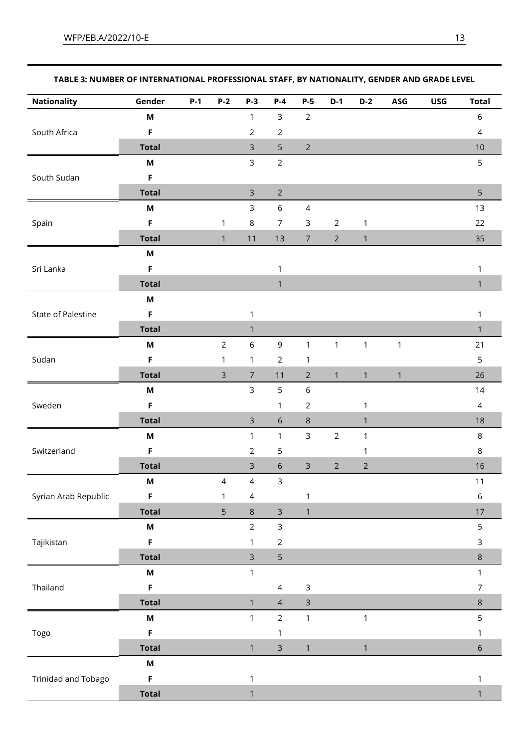**TABLE 3: NUMBER OF INTERNATIONAL PROFESSIONAL STAFF, BY NATIONALITY, GENDER AND GRADE LEVEL**

| Nationality | Gender | P-1 | P-2 | P-3 | P-4 | P-5 | D-1 | D-2 | ASG | USG | Total |
|---|---|---|---|---|---|---|---|---|---|---|---|
| South Africa | M | | | 1 | 3 | 2 | | | | | 6 |
| | F | | | 2 | 2 | | | | | | 4 |
| | Total | | | 3 | 5 | 2 | | | | | 10 |
| South Sudan | M | | | 3 | 2 | | | | | | 5 |
| | F | | | | | | | | | | |
| | Total | | | 3 | 2 | | | | | | 5 |
| Spain | M | | | 3 | 6 | 4 | | | | | 13 |
| | F | | 1 | 8 | 7 | 3 | 2 | 1 | | | 22 |
| | Total | | 1 | 11 | 13 | 7 | 2 | 1 | | | 35 |
| Sri Lanka | M | | | | | | | | | | |
| | F | | | | 1 | | | | | | 1 |
| | Total | | | | 1 | | | | | | 1 |
| State of Palestine | M | | | | | | | | | | |
| | F | | | 1 | | | | | | | 1 |
| | Total | | | 1 | | | | | | | 1 |
| Sudan | M | | 2 | 6 | 9 | 1 | 1 | 1 | 1 | | 21 |
| | F | | 1 | 1 | 2 | 1 | | | | | 5 |
| | Total | | 3 | 7 | 11 | 2 | 1 | 1 | 1 | | 26 |
| Sweden | M | | | 3 | 5 | 6 | | | | | 14 |
| | F | | | | 1 | 2 | | 1 | | | 4 |
| | Total | | | 3 | 6 | 8 | | 1 | | | 18 |
| Switzerland | M | | | 1 | 1 | 3 | 2 | 1 | | | 8 |
| | F | | | 2 | 5 | | | 1 | | | 8 |
| | Total | | | 3 | 6 | 3 | 2 | 2 | | | 16 |
| Syrian Arab Republic | M | | 4 | 4 | 3 | | | | | | 11 |
| | F | | 1 | 4 | | 1 | | | | | 6 |
| | Total | | 5 | 8 | 3 | 1 | | | | | 17 |
| Tajikistan | M | | | 2 | 3 | | | | | | 5 |
| | F | | | 1 | 2 | | | | | | 3 |
| | Total | | | 3 | 5 | | | | | | 8 |
| Thailand | M | | | 1 | | | | | | | 1 |
| | F | | | | 4 | 3 | | | | | 7 |
| | Total | | | 1 | 4 | 3 | | | | | 8 |
| Togo | M | | | 1 | 2 | 1 | | 1 | | | 5 |
| | F | | | | 1 | | | | | | 1 |
| | Total | | | 1 | 3 | 1 | | 1 | | | 6 |
| Trinidad and Tobago | M | | | | | | | | | | |
| | F | | | 1 | | | | | | | 1 |
| | Total | | | 1 | | | | | | | 1 |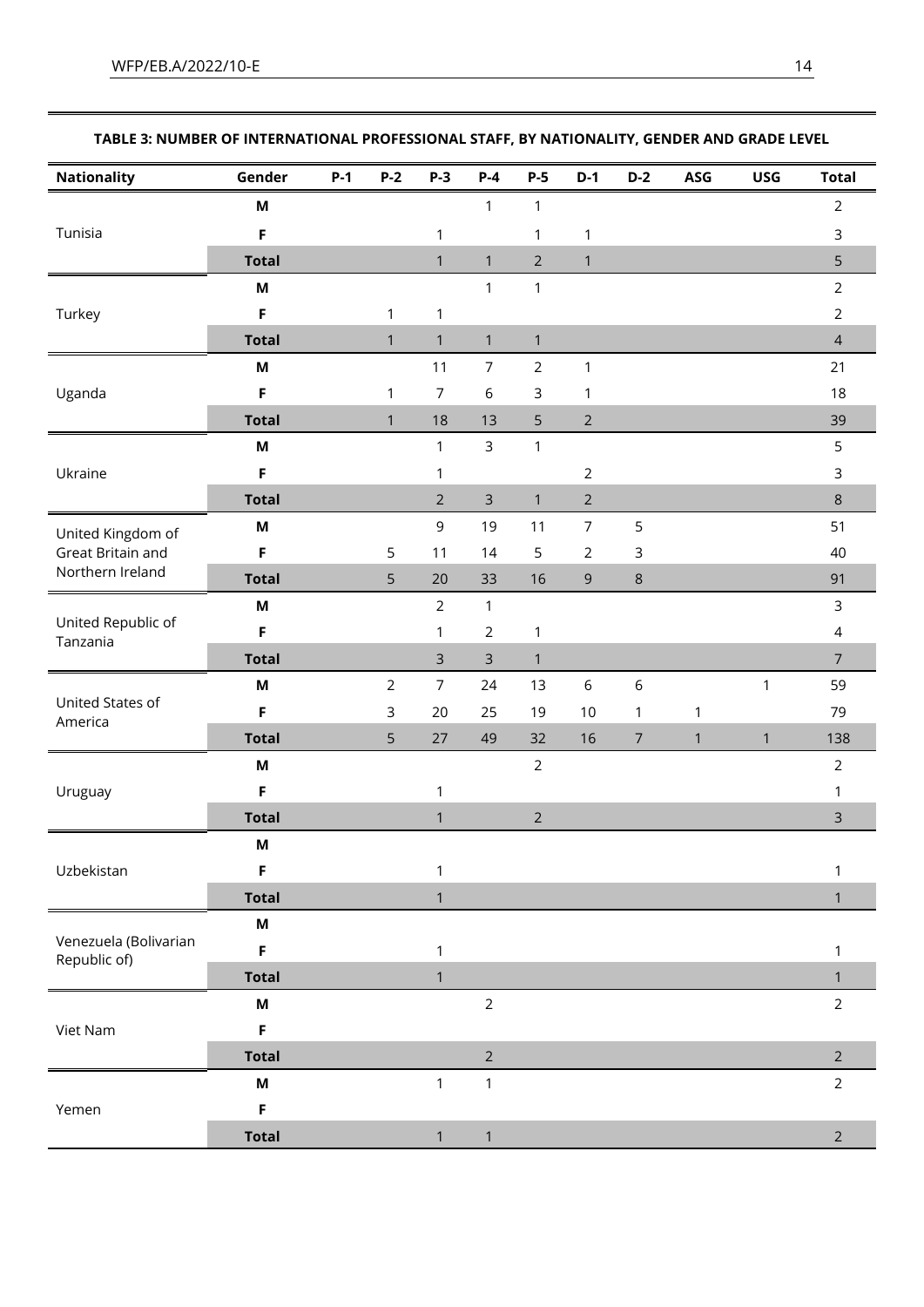**TABLE 3: NUMBER OF INTERNATIONAL PROFESSIONAL STAFF, BY NATIONALITY, GENDER AND GRADE LEVEL**

| Nationality | Gender | P-1 | P-2 | P-3 | P-4 | P-5 | D-1 | D-2 | ASG | USG | Total |
|---|---|---|---|---|---|---|---|---|---|---|---|
| Tunisia | M | | | | 1 | 1 | | | | | 2 |
| | F | | | 1 | | 1 | 1 | | | | 3 |
| | **Total** | | | 1 | 1 | 2 | 1 | | | | 5 |
| Turkey | M | | | | 1 | 1 | | | | | 2 |
| | F | | 1 | 1 | | | | | | | 2 |
| | **Total** | | 1 | 1 | 1 | 1 | | | | | 4 |
| Uganda | M | | | 11 | 7 | 2 | 1 | | | | 21 |
| | F | | 1 | 7 | 6 | 3 | 1 | | | | 18 |
| | **Total** | | 1 | 18 | 13 | 5 | 2 | | | | 39 |
| Ukraine | M | | | 1 | 3 | 1 | | | | | 5 |
| | F | | | 1 | | | 2 | | | | 3 |
| | **Total** | | | 2 | 3 | 1 | 2 | | | | 8 |
| United Kingdom of Great Britain and Northern Ireland | M | | | 9 | 19 | 11 | 7 | 5 | | | 51 |
| | F | | 5 | 11 | 14 | 5 | 2 | 3 | | | 40 |
| | **Total** | | 5 | 20 | 33 | 16 | 9 | 8 | | | 91 |
| United Republic of Tanzania | M | | | 2 | 1 | | | | | | 3 |
| | F | | | 1 | 2 | 1 | | | | | 4 |
| | **Total** | | | 3 | 3 | 1 | | | | | 7 |
| United States of America | M | | 2 | 7 | 24 | 13 | 6 | 6 | | 1 | 59 |
| | F | | 3 | 20 | 25 | 19 | 10 | 1 | 1 | | 79 |
| | **Total** | | 5 | 27 | 49 | 32 | 16 | 7 | 1 | 1 | 138 |
| Uruguay | M | | | | | 2 | | | | | 2 |
| | F | | | 1 | | | | | | | 1 |
| | **Total** | | | 1 | | 2 | | | | | 3 |
| Uzbekistan | M | | | | | | | | | | |
| | F | | | 1 | | | | | | | 1 |
| | **Total** | | | 1 | | | | | | | 1 |
| Venezuela (Bolivarian Republic of) | M | | | | | | | | | | |
| | F | | | 1 | | | | | | | 1 |
| | **Total** | | | 1 | | | | | | | 1 |
| Viet Nam | M | | | | 2 | | | | | | 2 |
| | F | | | | | | | | | | |
| | **Total** | | | | 2 | | | | | | 2 |
| Yemen | M | | | 1 | 1 | | | | | | 2 |
| | F | | | | | | | | | | |
| | **Total** | | | 1 | 1 | | | | | | 2 |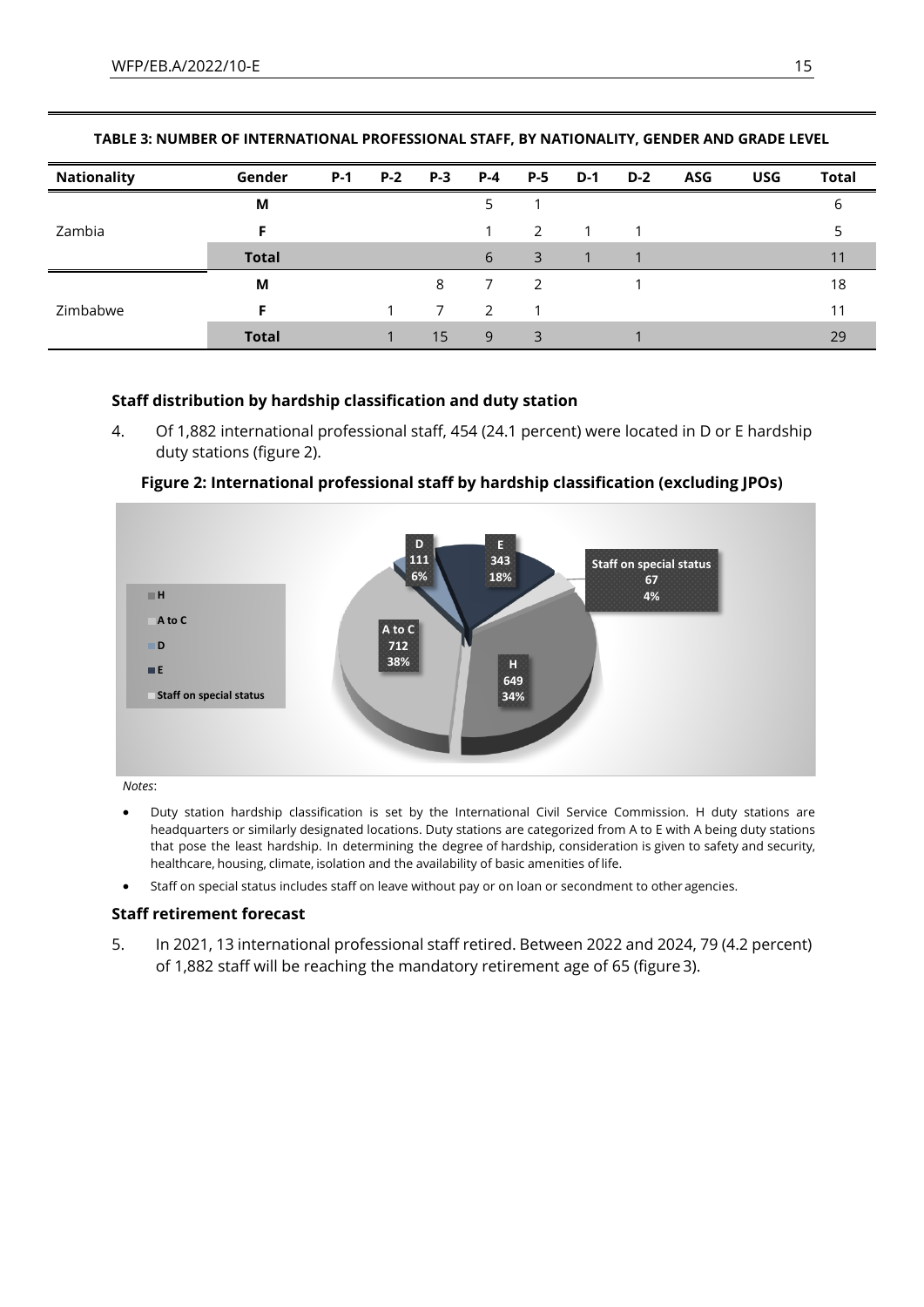**TABLE 3: NUMBER OF INTERNATIONAL PROFESSIONAL STAFF, BY NATIONALITY, GENDER AND GRADE LEVEL**

| Nationality | Gender | P-1 | P-2 | P-3 | P-4 | P-5 | D-1 | D-2 | ASG | USG | Total |
|---|---|---|---|---|---|---|---|---|---|---|---|
| Zambia | M | | | | 5 | 1 | | | | | 6 |
| | F | | | | 1 | 2 | 1 | 1 | | | 5 |
| | **Total** | | | | 6 | 3 | 1 | 1 | | | 11 |
| Zimbabwe | M | | | 8 | 7 | 2 | | 1 | | | 18 |
| | F | | 1 | 7 | 2 | 1 | | | | | 11 |
| | **Total** | | 1 | 15 | 9 | 3 | | 1 | | | 29 |

### Staff distribution by hardship classification and duty station

4. Of 1,882 international professional staff, 454 (24.1 percent) were located in D or E hardship duty stations (figure 2).

**Figure 2: International professional staff by hardship classification (excluding JPOs)**

*Notes*:

- Duty station hardship classification is set by the International Civil Service Commission. H duty stations are headquarters or similarly designated locations. Duty stations are categorized from A to E with A being duty stations that pose the least hardship. In determining the degree of hardship, consideration is given to safety and security, healthcare, housing, climate, isolation and the availability of basic amenities of life.
- Staff on special status includes staff on leave without pay or on loan or secondment to other agencies.

### Staff retirement forecast

5. In 2021, 13 international professional staff retired. Between 2022 and 2024, 79 (4.2 percent) of 1,882 staff will be reaching the mandatory retirement age of 65 (figure 3).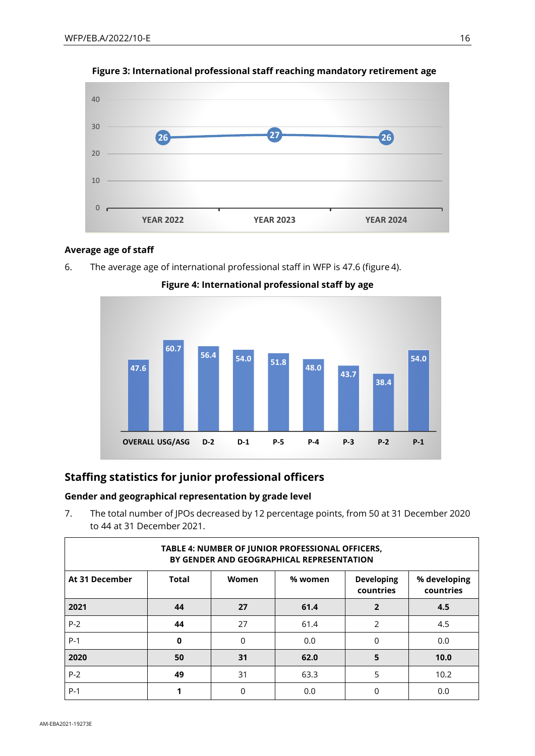**Figure 3: International professional staff reaching mandatory retirement age**

40
30
20
10
0

26
27
26

YEAR 2022
YEAR 2023
YEAR 2024

**Average age of staff**

6. The average age of international professional staff in WFP is 47.6 (figure 4).

**Figure 4: International professional staff by age**

47.6
60.7
56.4
54.0
51.8
48.0
43.7
38.4
54.0

OVERALL USG/ASG D-2 D-1 P-5 P-4 P-3 P-2 P-1

## Staffing statistics for junior professional officers

### Gender and geographical representation by grade level

7. The total number of JPOs decreased by 12 percentage points, from 50 at 31 December 2020 to 44 at 31 December 2021.

**TABLE 4: NUMBER OF JUNIOR PROFESSIONAL OFFICERS, BY GENDER AND GEOGRAPHICAL REPRESENTATION**

| At 31 December | Total | Women | % women | Developing countries | % developing countries |
|---|---|---|---|---|---|
| **2021** | **44** | **27** | **61.4** | **2** | **4.5** |
| P-2 | **44** | 27 | 61.4 | 2 | 4.5 |
| P-1 | **0** | 0 | 0.0 | 0 | 0.0 |
| **2020** | **50** | **31** | **62.0** | **5** | **10.0** |
| P-2 | **49** | 31 | 63.3 | 5 | 10.2 |
| P-1 | **1** | 0 | 0.0 | 0 | 0.0 |

AM-EBA2021-19273E